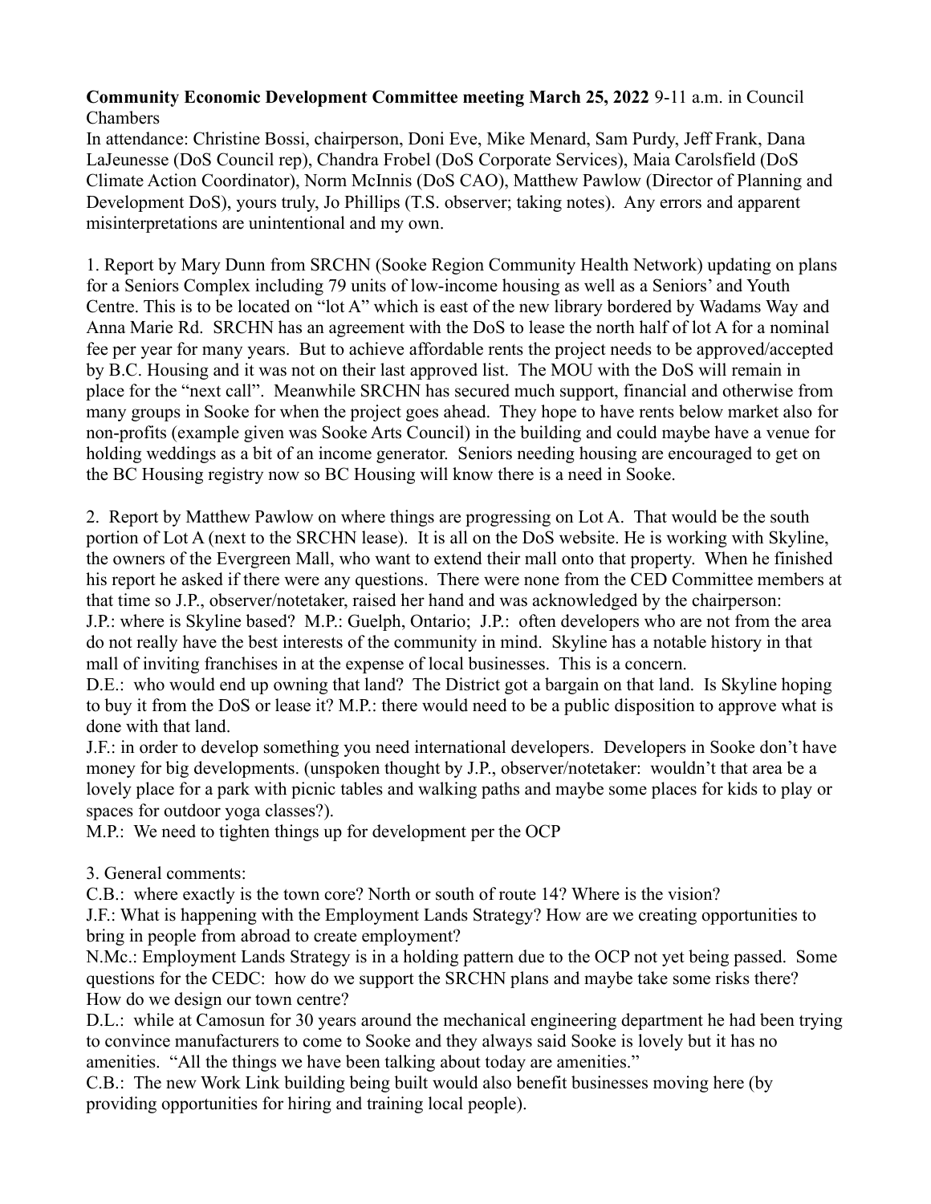**Community Economic Development Committee meeting March 25, 2022** 9-11 a.m. in Council Chambers

In attendance: Christine Bossi, chairperson, Doni Eve, Mike Menard, Sam Purdy, Jeff Frank, Dana LaJeunesse (DoS Council rep), Chandra Frobel (DoS Corporate Services), Maia Carolsfield (DoS Climate Action Coordinator), Norm McInnis (DoS CAO), Matthew Pawlow (Director of Planning and Development DoS), yours truly, Jo Phillips (T.S. observer; taking notes). Any errors and apparent misinterpretations are unintentional and my own.

1. Report by Mary Dunn from SRCHN (Sooke Region Community Health Network) updating on plans for a Seniors Complex including 79 units of low-income housing as well as a Seniors' and Youth Centre. This is to be located on "lot A" which is east of the new library bordered by Wadams Way and Anna Marie Rd. SRCHN has an agreement with the DoS to lease the north half of lot A for a nominal fee per year for many years. But to achieve affordable rents the project needs to be approved/accepted by B.C. Housing and it was not on their last approved list. The MOU with the DoS will remain in place for the "next call". Meanwhile SRCHN has secured much support, financial and otherwise from many groups in Sooke for when the project goes ahead. They hope to have rents below market also for non-profits (example given was Sooke Arts Council) in the building and could maybe have a venue for holding weddings as a bit of an income generator. Seniors needing housing are encouraged to get on the BC Housing registry now so BC Housing will know there is a need in Sooke.

2. Report by Matthew Pawlow on where things are progressing on Lot A. That would be the south portion of Lot A (next to the SRCHN lease). It is all on the DoS website. He is working with Skyline, the owners of the Evergreen Mall, who want to extend their mall onto that property. When he finished his report he asked if there were any questions. There were none from the CED Committee members at that time so J.P., observer/notetaker, raised her hand and was acknowledged by the chairperson:
J.P.: where is Skyline based? M.P.: Guelph, Ontario; J.P.: often developers who are not from the area do not really have the best interests of the community in mind. Skyline has a notable history in that mall of inviting franchises in at the expense of local businesses. This is a concern.
D.E.: who would end up owning that land? The District got a bargain on that land. Is Skyline hoping to buy it from the DoS or lease it? M.P.: there would need to be a public disposition to approve what is done with that land.
J.F.: in order to develop something you need international developers. Developers in Sooke don't have money for big developments. (unspoken thought by J.P., observer/notetaker: wouldn't that area be a lovely place for a park with picnic tables and walking paths and maybe some places for kids to play or spaces for outdoor yoga classes?).
M.P.: We need to tighten things up for development per the OCP

3. General comments:
C.B.: where exactly is the town core? North or south of route 14? Where is the vision?
J.F.: What is happening with the Employment Lands Strategy? How are we creating opportunities to bring in people from abroad to create employment?
N.Mc.: Employment Lands Strategy is in a holding pattern due to the OCP not yet being passed. Some questions for the CEDC: how do we support the SRCHN plans and maybe take some risks there? How do we design our town centre?
D.L.: while at Camosun for 30 years around the mechanical engineering department he had been trying to convince manufacturers to come to Sooke and they always said Sooke is lovely but it has no amenities. "All the things we have been talking about today are amenities."
C.B.: The new Work Link building being built would also benefit businesses moving here (by providing opportunities for hiring and training local people).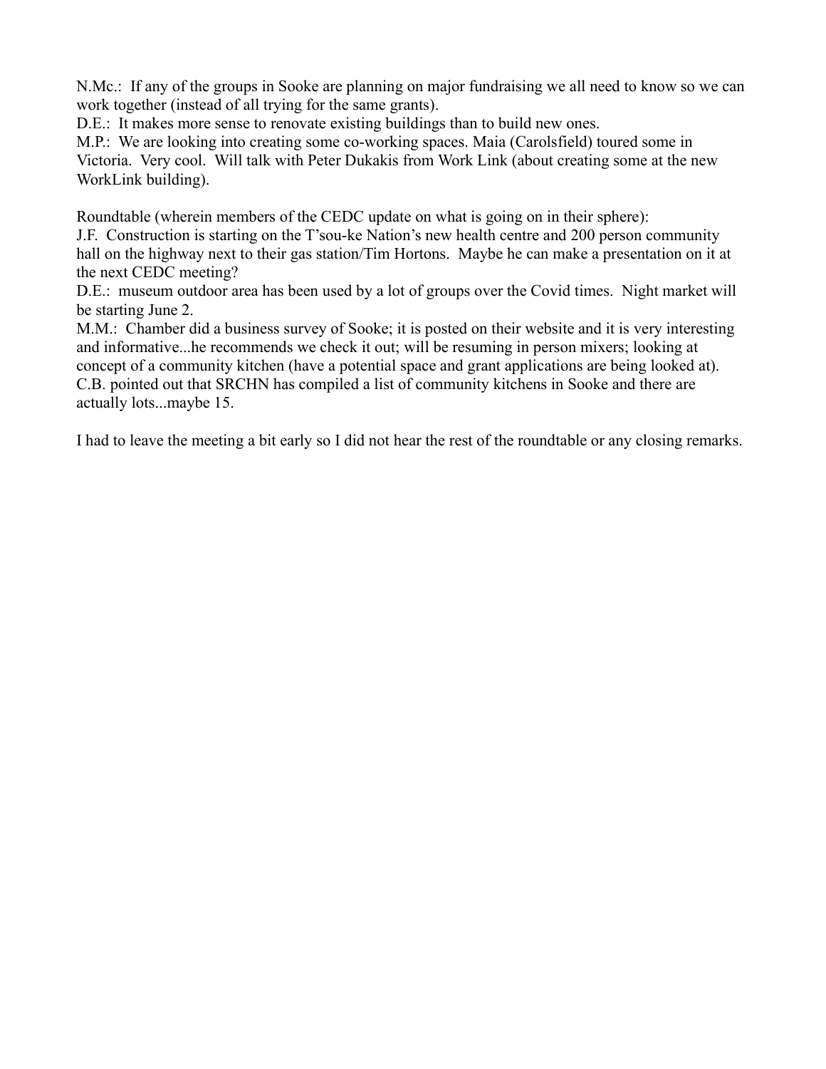N.Mc.: If any of the groups in Sooke are planning on major fundraising we all need to know so we can work together (instead of all trying for the same grants).
D.E.: It makes more sense to renovate existing buildings than to build new ones.
M.P.: We are looking into creating some co-working spaces. Maia (Carolsfield) toured some in Victoria. Very cool. Will talk with Peter Dukakis from Work Link (about creating some at the new WorkLink building).

Roundtable (wherein members of the CEDC update on what is going on in their sphere):
J.F. Construction is starting on the T'sou-ke Nation's new health centre and 200 person community hall on the highway next to their gas station/Tim Hortons. Maybe he can make a presentation on it at the next CEDC meeting?
D.E.: museum outdoor area has been used by a lot of groups over the Covid times. Night market will be starting June 2.
M.M.: Chamber did a business survey of Sooke; it is posted on their website and it is very interesting and informative...he recommends we check it out; will be resuming in person mixers; looking at concept of a community kitchen (have a potential space and grant applications are being looked at).
C.B. pointed out that SRCHN has compiled a list of community kitchens in Sooke and there are actually lots...maybe 15.

I had to leave the meeting a bit early so I did not hear the rest of the roundtable or any closing remarks.